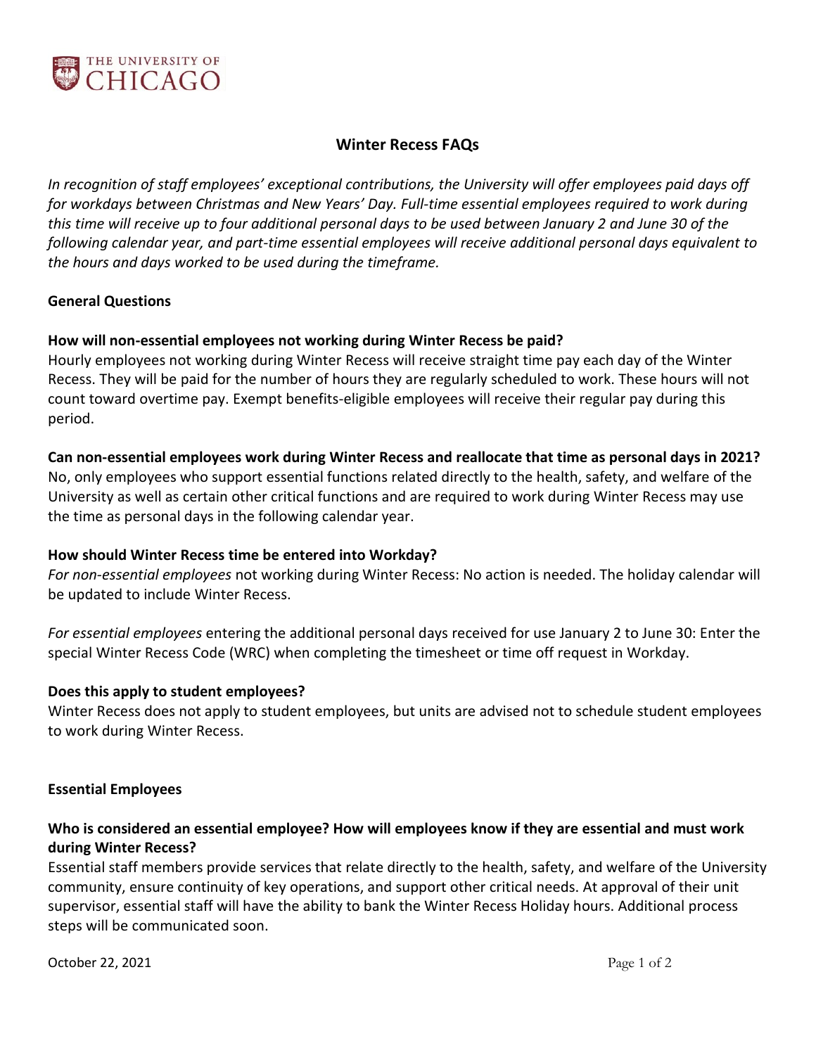# Winter Recess FAQs

*In recognition of staff employees' exceptional contributions, the University will offer employees paid days off for workdays between Christmas and New Years' Day. Full-time essential employees required to work during this time will receive up to four additional personal days to be used between January 2 and June 30 of the following calendar year, and part-time essential employees will receive additional personal days equivalent to the hours and days worked to be used during the timeframe.*

## General Questions

**How will non-essential employees not working during Winter Recess be paid?**
Hourly employees not working during Winter Recess will receive straight time pay each day of the Winter Recess. They will be paid for the number of hours they are regularly scheduled to work. These hours will not count toward overtime pay. Exempt benefits-eligible employees will receive their regular pay during this period.

**Can non-essential employees work during Winter Recess and reallocate that time as personal days in 2021?**
No, only employees who support essential functions related directly to the health, safety, and welfare of the University as well as certain other critical functions and are required to work during Winter Recess may use the time as personal days in the following calendar year.

**How should Winter Recess time be entered into Workday?**
*For non-essential employees* not working during Winter Recess: No action is needed. The holiday calendar will be updated to include Winter Recess.

*For essential employees* entering the additional personal days received for use January 2 to June 30: Enter the special Winter Recess Code (WRC) when completing the timesheet or time off request in Workday.

**Does this apply to student employees?**
Winter Recess does not apply to student employees, but units are advised not to schedule student employees to work during Winter Recess.

## Essential Employees

**Who is considered an essential employee? How will employees know if they are essential and must work during Winter Recess?**
Essential staff members provide services that relate directly to the health, safety, and welfare of the University community, ensure continuity of key operations, and support other critical needs. At approval of their unit supervisor, essential staff will have the ability to bank the Winter Recess Holiday hours. Additional process steps will be communicated soon.

October 22, 2021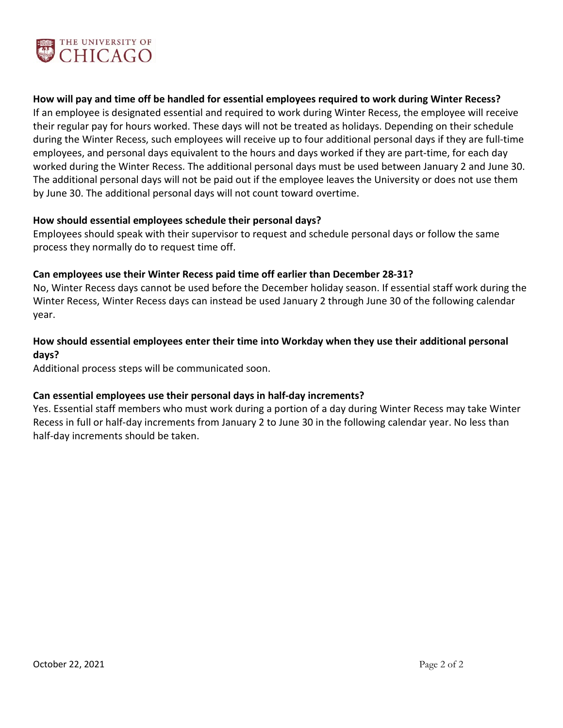**How will pay and time off be handled for essential employees required to work during Winter Recess?**

If an employee is designated essential and required to work during Winter Recess, the employee will receive their regular pay for hours worked. These days will not be treated as holidays. Depending on their schedule during the Winter Recess, such employees will receive up to four additional personal days if they are full-time employees, and personal days equivalent to the hours and days worked if they are part-time, for each day worked during the Winter Recess. The additional personal days must be used between January 2 and June 30. The additional personal days will not be paid out if the employee leaves the University or does not use them by June 30. The additional personal days will not count toward overtime.

**How should essential employees schedule their personal days?**

Employees should speak with their supervisor to request and schedule personal days or follow the same process they normally do to request time off.

**Can employees use their Winter Recess paid time off earlier than December 28-31?**

No, Winter Recess days cannot be used before the December holiday season. If essential staff work during the Winter Recess, Winter Recess days can instead be used January 2 through June 30 of the following calendar year.

**How should essential employees enter their time into Workday when they use their additional personal days?**

Additional process steps will be communicated soon.

**Can essential employees use their personal days in half-day increments?**

Yes. Essential staff members who must work during a portion of a day during Winter Recess may take Winter Recess in full or half-day increments from January 2 to June 30 in the following calendar year. No less than half-day increments should be taken.

October 22, 2021